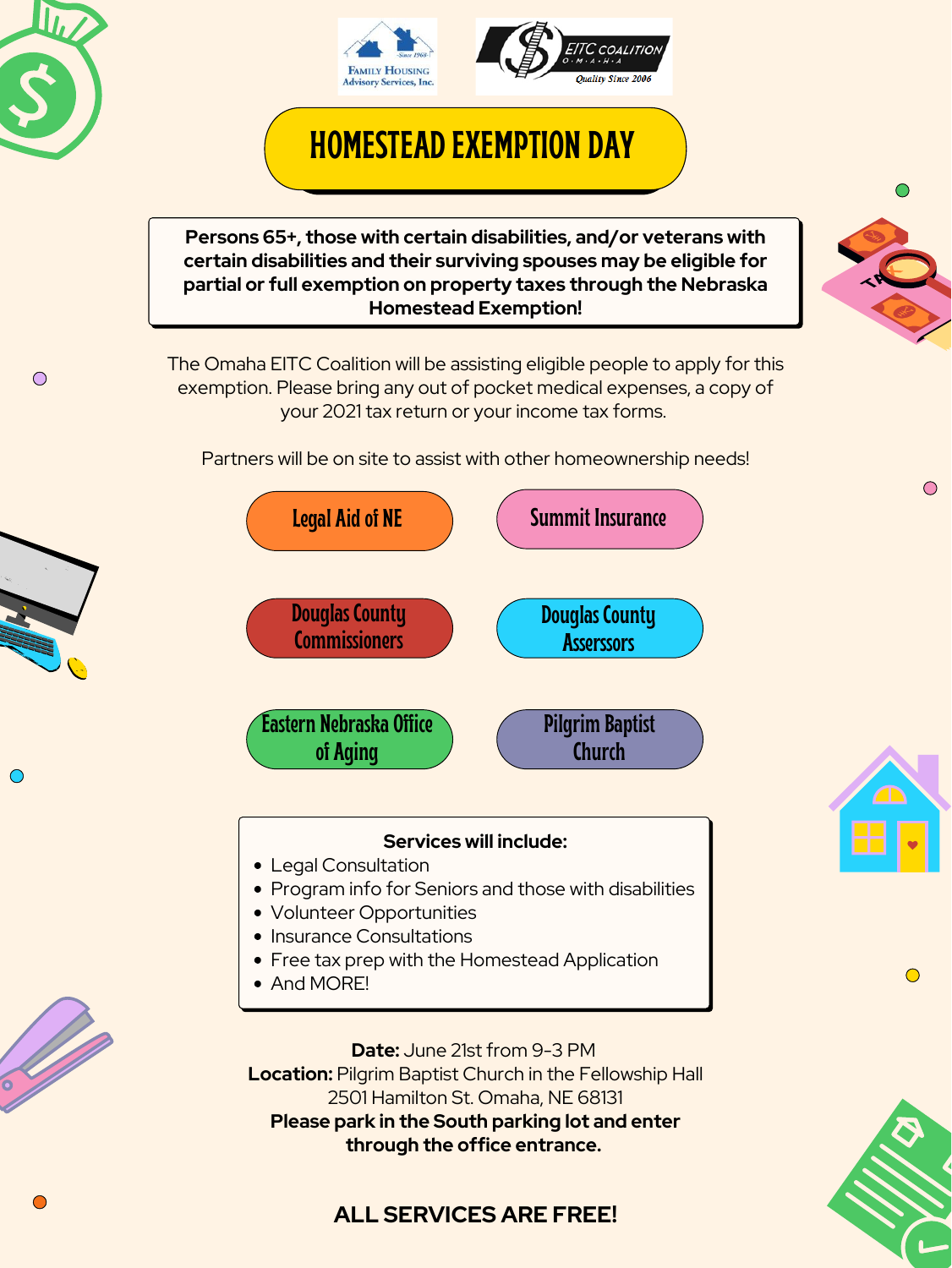Family Housing Advisory Services, Inc. — Since 1968

EITC Coalition O·M·A·H·A — Quality Since 2006

# HOMESTEAD EXEMPTION DAY

**Persons 65+, those with certain disabilities, and/or veterans with certain disabilities and their surviving spouses may be eligible for partial or full exemption on property taxes through the Nebraska Homestead Exemption!**

The Omaha EITC Coalition will be assisting eligible people to apply for this exemption. Please bring any out of pocket medical expenses, a copy of your 2021 tax return or your income tax forms.

Partners will be on site to assist with other homeownership needs!

- Legal Aid of NE
- Summit Insurance
- Douglas County Commissioners
- Douglas County Asserssors
- Eastern Nebraska Office of Aging
- Pilgrim Baptist Church

**Services will include:**

- Legal Consultation
- Program info for Seniors and those with disabilities
- Volunteer Opportunities
- Insurance Consultations
- Free tax prep with the Homestead Application
- And MORE!

**Date:** June 21st from 9-3 PM
**Location:** Pilgrim Baptist Church in the Fellowship Hall
2501 Hamilton St. Omaha, NE 68131
**Please park in the South parking lot and enter through the office entrance.**

**ALL SERVICES ARE FREE!**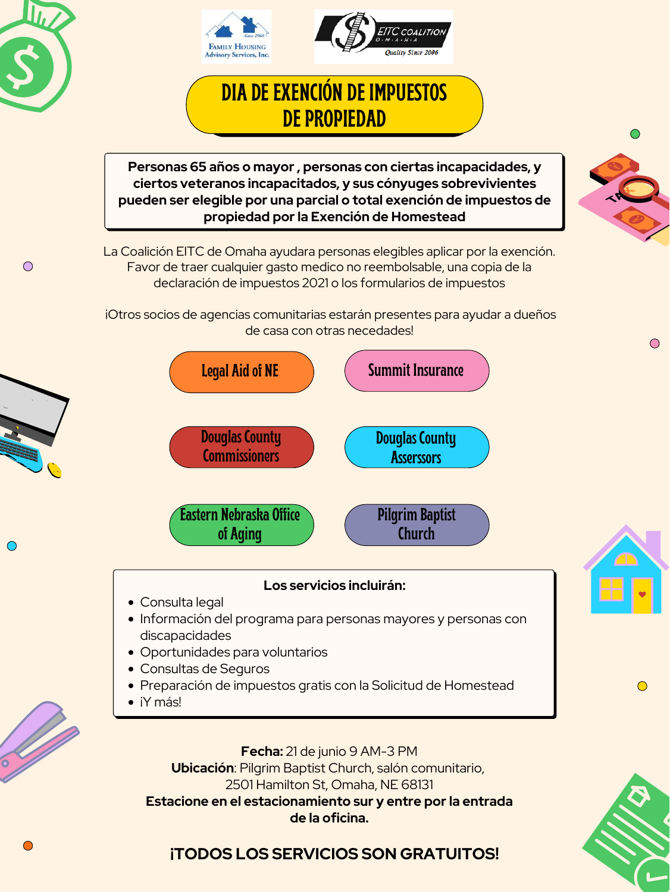Family Housing Advisory Services, Inc. Since 1968

EITC COALITION O·M·A·H·A Quality Since 2006

# DIA DE EXENCIÓN DE IMPUESTOS DE PROPIEDAD

**Personas 65 años o mayor , personas con ciertas incapacidades, y ciertos veteranos incapacitados, y sus cónyuges sobrevivientes pueden ser elegible por una parcial o total exención de impuestos de propiedad por la Exención de Homestead**

La Coalición EITC de Omaha ayudara personas elegibles aplicar por la exención. Favor de traer cualquier gasto medico no reembolsable, una copia de la declaración de impuestos 2021 o los formularios de impuestos

¡Otros socios de agencias comunitarias estarán presentes para ayudar a dueños de casa con otras necedades!

- Legal Aid of NE
- Summit Insurance
- Douglas County Commissioners
- Douglas County Asserssors
- Eastern Nebraska Office of Aging
- Pilgrim Baptist Church

**Los servicios incluirán:**

- Consulta legal
- Información del programa para personas mayores y personas con discapacidades
- Oportunidades para voluntarios
- Consultas de Seguros
- Preparación de impuestos gratis con la Solicitud de Homestead
- ¡Y más!

**Fecha:** 21 de junio 9 AM-3 PM
**Ubicación**: Pilgrim Baptist Church, salón comunitario, 2501 Hamilton St, Omaha, NE 68131
**Estacione en el estacionamiento sur y entre por la entrada de la oficina.**

**¡TODOS LOS SERVICIOS SON GRATUITOS!**